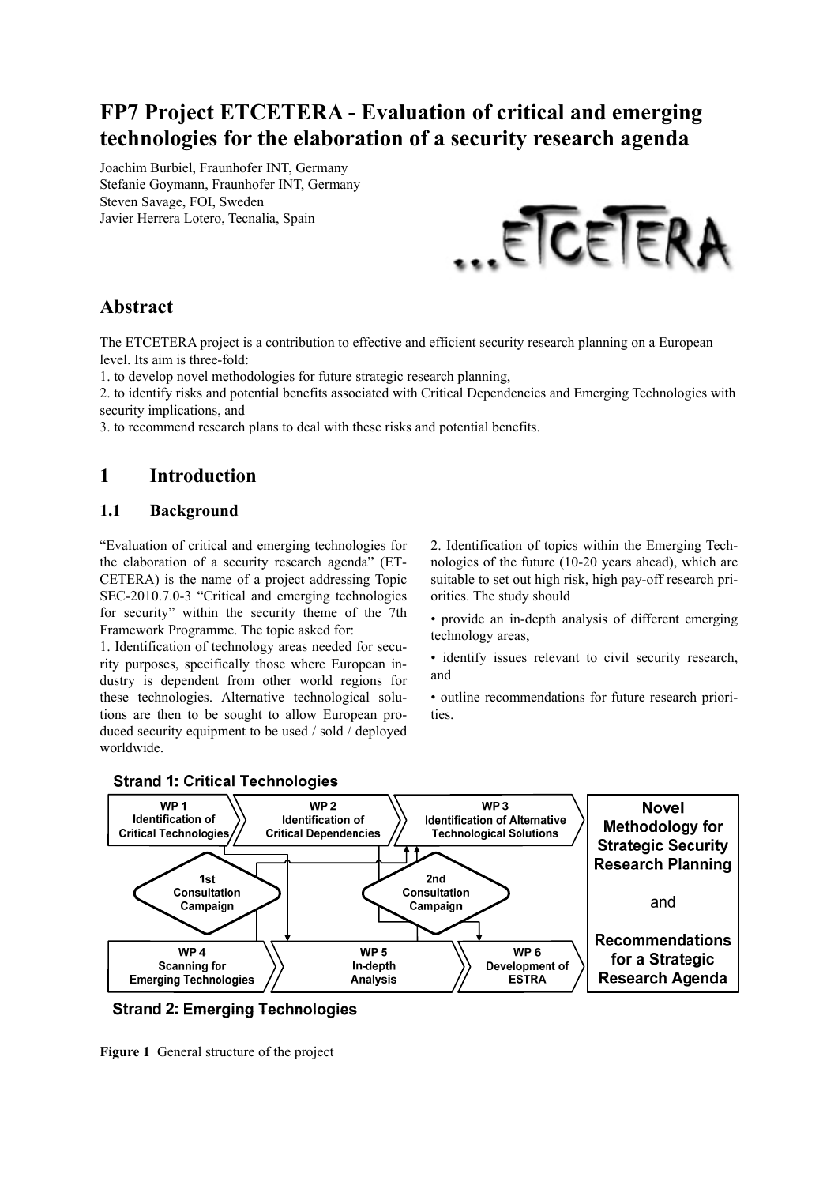# FP7 Project ETCETERA - Evaluation of critical and emerging technologies for the elaboration of a security research agenda

Joachim Burbiel, Fraunhofer INT, Germany
Stefanie Goymann, Fraunhofer INT, Germany
Steven Savage, FOI, Sweden
Javier Herrera Lotero, Tecnalia, Spain

## Abstract

The ETCETERA project is a contribution to effective and efficient security research planning on a European level. Its aim is three-fold:

1. to develop novel methodologies for future strategic research planning,
2. to identify risks and potential benefits associated with Critical Dependencies and Emerging Technologies with security implications, and
3. to recommend research plans to deal with these risks and potential benefits.

## 1 Introduction

### 1.1 Background

"Evaluation of critical and emerging technologies for the elaboration of a security research agenda" (ETCETERA) is the name of a project addressing Topic SEC-2010.7.0-3 "Critical and emerging technologies for security" within the security theme of the 7th Framework Programme. The topic asked for:

1. Identification of technology areas needed for security purposes, specifically those where European industry is dependent from other world regions for these technologies. Alternative technological solutions are then to be sought to allow European produced security equipment to be used / sold / deployed worldwide.

2. Identification of topics within the Emerging Technologies of the future (10-20 years ahead), which are suitable to set out high risk, high pay-off research priorities. The study should

- provide an in-depth analysis of different emerging technology areas,
- identify issues relevant to civil security research, and
- outline recommendations for future research priorities.

**Figure 1** General structure of the project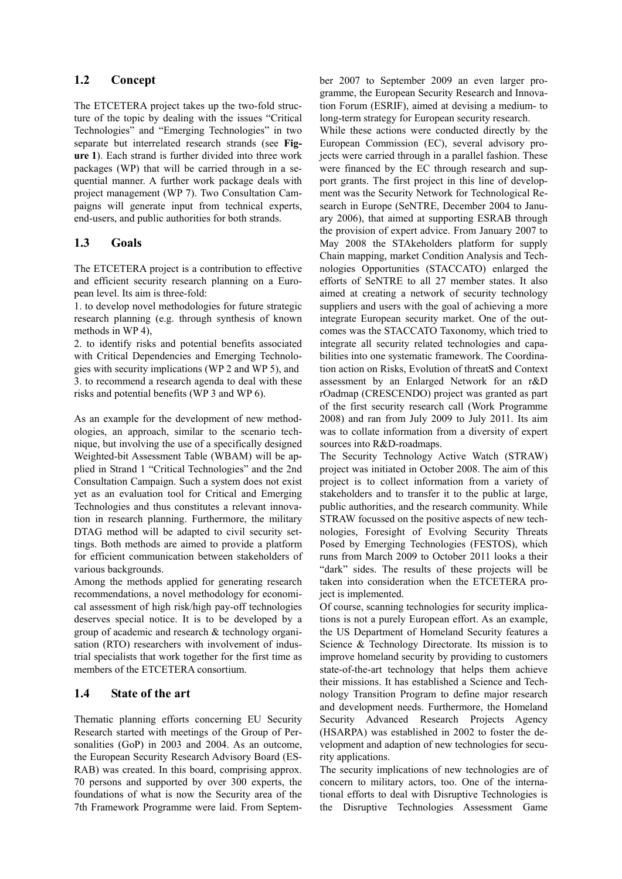## 1.2 Concept

The ETCETERA project takes up the two-fold structure of the topic by dealing with the issues "Critical Technologies" and "Emerging Technologies" in two separate but interrelated research strands (see **Figure 1**). Each strand is further divided into three work packages (WP) that will be carried through in a sequential manner. A further work package deals with project management (WP 7). Two Consultation Campaigns will generate input from technical experts, end-users, and public authorities for both strands.

## 1.3 Goals

The ETCETERA project is a contribution to effective and efficient security research planning on a European level. Its aim is three-fold:

1. to develop novel methodologies for future strategic research planning (e.g. through synthesis of known methods in WP 4),
2. to identify risks and potential benefits associated with Critical Dependencies and Emerging Technologies with security implications (WP 2 and WP 5), and
3. to recommend a research agenda to deal with these risks and potential benefits (WP 3 and WP 6).

As an example for the development of new methodologies, an approach, similar to the scenario technique, but involving the use of a specifically designed Weighted-bit Assessment Table (WBAM) will be applied in Strand 1 "Critical Technologies" and the 2nd Consultation Campaign. Such a system does not exist yet as an evaluation tool for Critical and Emerging Technologies and thus constitutes a relevant innovation in research planning. Furthermore, the military DTAG method will be adapted to civil security settings. Both methods are aimed to provide a platform for efficient communication between stakeholders of various backgrounds.

Among the methods applied for generating research recommendations, a novel methodology for economical assessment of high risk/high pay-off technologies deserves special notice. It is to be developed by a group of academic and research & technology organisation (RTO) researchers with involvement of industrial specialists that work together for the first time as members of the ETCETERA consortium.

## 1.4 State of the art

Thematic planning efforts concerning EU Security Research started with meetings of the Group of Personalities (GoP) in 2003 and 2004. As an outcome, the European Security Research Advisory Board (ESRAB) was created. In this board, comprising approx. 70 persons and supported by over 300 experts, the foundations of what is now the Security area of the 7th Framework Programme were laid. From September 2007 to September 2009 an even larger programme, the European Security Research and Innovation Forum (ESRIF), aimed at devising a medium- to long-term strategy for European security research.

While these actions were conducted directly by the European Commission (EC), several advisory projects were carried through in a parallel fashion. These were financed by the EC through research and support grants. The first project in this line of development was the Security Network for Technological Research in Europe (SeNTRE, December 2004 to January 2006), that aimed at supporting ESRAB through the provision of expert advice. From January 2007 to May 2008 the STAkeholders platform for supply Chain mapping, market Condition Analysis and Technologies Opportunities (STACCATO) enlarged the efforts of SeNTRE to all 27 member states. It also aimed at creating a network of security technology suppliers and users with the goal of achieving a more integrate European security market. One of the outcomes was the STACCATO Taxonomy, which tried to integrate all security related technologies and capabilities into one systematic framework. The Coordination action on Risks, Evolution of threatS and Context assessment by an Enlarged Network for an r&D rOadmap (CRESCENDO) project was granted as part of the first security research call (Work Programme 2008) and ran from July 2009 to July 2011. Its aim was to collate information from a diversity of expert sources into R&D-roadmaps.

The Security Technology Active Watch (STRAW) project was initiated in October 2008. The aim of this project is to collect information from a variety of stakeholders and to transfer it to the public at large, public authorities, and the research community. While STRAW focussed on the positive aspects of new technologies, Foresight of Evolving Security Threats Posed by Emerging Technologies (FESTOS), which runs from March 2009 to October 2011 looks a their "dark" sides. The results of these projects will be taken into consideration when the ETCETERA project is implemented.

Of course, scanning technologies for security implications is not a purely European effort. As an example, the US Department of Homeland Security features a Science & Technology Directorate. Its mission is to improve homeland security by providing to customers state-of-the-art technology that helps them achieve their missions. It has established a Science and Technology Transition Program to define major research and development needs. Furthermore, the Homeland Security Advanced Research Projects Agency (HSARPA) was established in 2002 to foster the development and adaption of new technologies for security applications.

The security implications of new technologies are of concern to military actors, too. One of the international efforts to deal with Disruptive Technologies is the Disruptive Technologies Assessment Game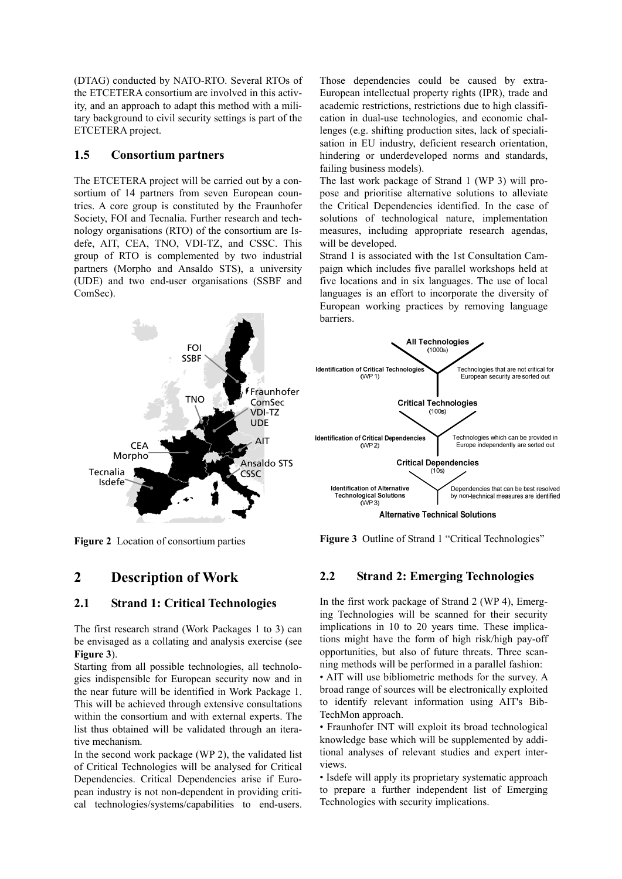(DTAG) conducted by NATO-RTO. Several RTOs of the ETCETERA consortium are involved in this activity, and an approach to adapt this method with a military background to civil security settings is part of the ETCETERA project.

### 1.5 Consortium partners

The ETCETERA project will be carried out by a consortium of 14 partners from seven European countries. A core group is constituted by the Fraunhofer Society, FOI and Tecnalia. Further research and technology organisations (RTO) of the consortium are Isdefe, AIT, CEA, TNO, VDI-TZ, and CSSC. This group of RTO is complemented by two industrial partners (Morpho and Ansaldo STS), a university (UDE) and two end-user organisations (SSBF and ComSec).

**Figure 2** Location of consortium parties

## 2 Description of Work

### 2.1 Strand 1: Critical Technologies

The first research strand (Work Packages 1 to 3) can be envisaged as a collating and analysis exercise (see **Figure 3**).

Starting from all possible technologies, all technologies indispensible for European security now and in the near future will be identified in Work Package 1. This will be achieved through extensive consultations within the consortium and with external experts. The list thus obtained will be validated through an iterative mechanism.

In the second work package (WP 2), the validated list of Critical Technologies will be analysed for Critical Dependencies. Critical Dependencies arise if European industry is not non-dependent in providing critical technologies/systems/capabilities to end-users. Those dependencies could be caused by extra-European intellectual property rights (IPR), trade and academic restrictions, restrictions due to high classification in dual-use technologies, and economic challenges (e.g. shifting production sites, lack of specialisation in EU industry, deficient research orientation, hindering or underdeveloped norms and standards, failing business models).

The last work package of Strand 1 (WP 3) will propose and prioritise alternative solutions to alleviate the Critical Dependencies identified. In the case of solutions of technological nature, implementation measures, including appropriate research agendas, will be developed.

Strand 1 is associated with the 1st Consultation Campaign which includes five parallel workshops held at five locations and in six languages. The use of local languages is an effort to incorporate the diversity of European working practices by removing language barriers.

**Figure 3** Outline of Strand 1 "Critical Technologies"

### 2.2 Strand 2: Emerging Technologies

In the first work package of Strand 2 (WP 4), Emerging Technologies will be scanned for their security implications in 10 to 20 years time. These implications might have the form of high risk/high pay-off opportunities, but also of future threats. Three scanning methods will be performed in a parallel fashion:

- AIT will use bibliometric methods for the survey. A broad range of sources will be electronically exploited to identify relevant information using AIT's BibTechMon approach.
- Fraunhofer INT will exploit its broad technological knowledge base which will be supplemented by additional analyses of relevant studies and expert interviews.
- Isdefe will apply its proprietary systematic approach to prepare a further independent list of Emerging Technologies with security implications.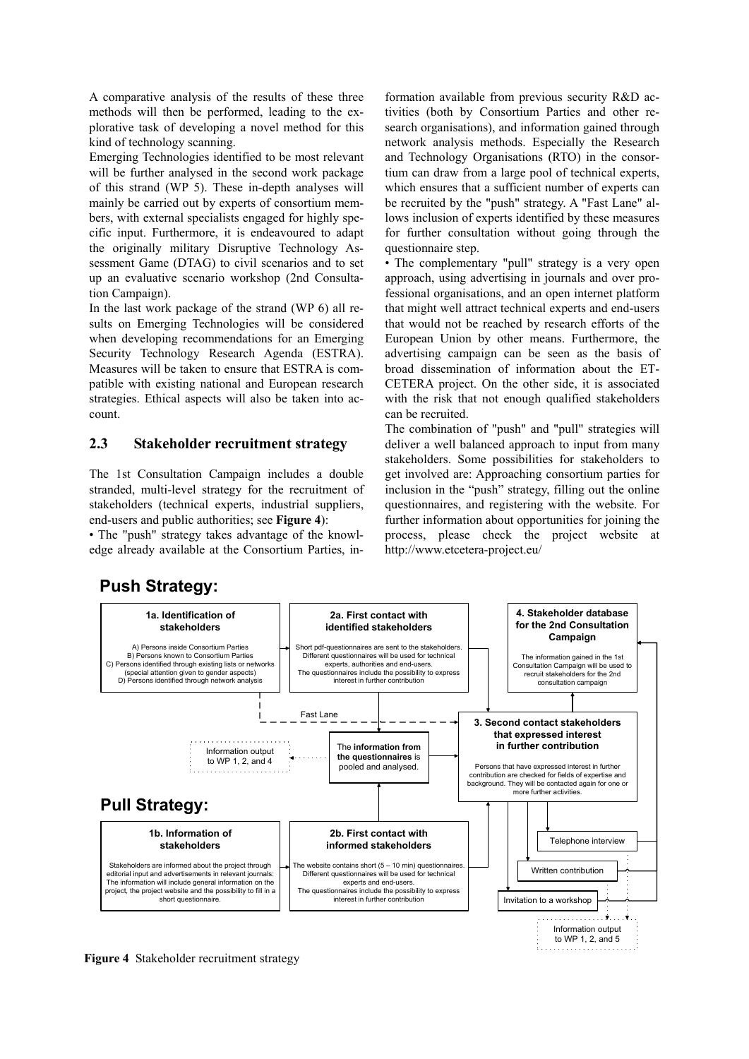A comparative analysis of the results of these three methods will then be performed, leading to the explorative task of developing a novel method for this kind of technology scanning.

Emerging Technologies identified to be most relevant will be further analysed in the second work package of this strand (WP 5). These in-depth analyses will mainly be carried out by experts of consortium members, with external specialists engaged for highly specific input. Furthermore, it is endeavoured to adapt the originally military Disruptive Technology Assessment Game (DTAG) to civil scenarios and to set up an evaluative scenario workshop (2nd Consultation Campaign).

In the last work package of the strand (WP 6) all results on Emerging Technologies will be considered when developing recommendations for an Emerging Security Technology Research Agenda (ESTRA). Measures will be taken to ensure that ESTRA is compatible with existing national and European research strategies. Ethical aspects will also be taken into account.

## 2.3 Stakeholder recruitment strategy

The 1st Consultation Campaign includes a double stranded, multi-level strategy for the recruitment of stakeholders (technical experts, industrial suppliers, end-users and public authorities; see **Figure 4**):

• The "push" strategy takes advantage of the knowledge already available at the Consortium Parties, information available from previous security R&D activities (both by Consortium Parties and other research organisations), and information gained through network analysis methods. Especially the Research and Technology Organisations (RTO) in the consortium can draw from a large pool of technical experts, which ensures that a sufficient number of experts can be recruited by the "push" strategy. A "Fast Lane" allows inclusion of experts identified by these measures for further consultation without going through the questionnaire step.

• The complementary "pull" strategy is a very open approach, using advertising in journals and over professional organisations, and an open internet platform that might well attract technical experts and end-users that would not be reached by research efforts of the European Union by other means. Furthermore, the advertising campaign can be seen as the basis of broad dissemination of information about the ETCETERA project. On the other side, it is associated with the risk that not enough qualified stakeholders can be recruited.

The combination of "push" and "pull" strategies will deliver a well balanced approach to input from many stakeholders. Some possibilities for stakeholders to get involved are: Approaching consortium parties for inclusion in the "push" strategy, filling out the online questionnaires, and registering with the website. For further information about opportunities for joining the process, please check the project website at http://www.etcetera-project.eu/

**Push Strategy:**

**1a. Identification of stakeholders**

A) Persons inside Consortium Parties
B) Persons known to Consortium Parties
C) Persons identified through existing lists or networks (special attention given to gender aspects)
D) Persons identified through network analysis

**2a. First contact with identified stakeholders**

Short pdf-questionnaires are sent to the stakeholders. Different questionnaires will be used for technical experts, authorities and end-users. The questionnaires include the possibility to express interest in further contribution

**4. Stakeholder database for the 2nd Consultation Campaign**

The information gained in the 1st Consultation Campaign will be used to recruit stakeholders for the 2nd consultation campaign

Fast Lane

Information output to WP 1, 2, and 4

The **information from the questionnaires** is pooled and analysed.

**3. Second contact stakeholders that expressed interest in further contribution**

Persons that have expressed interest in further contribution are checked for fields of expertise and background. They will be contacted again for one or more further activities.

**Pull Strategy:**

**1b. Information of stakeholders**

Stakeholders are informed about the project through editorial input and advertisements in relevant journals: The information will include general information on the project, the project website and the possibility to fill in a short questionnaire.

**2b. First contact with informed stakeholders**

The website contains short (5 – 10 min) questionnaires. Different questionnaires will be used for technical experts and end-users. The questionnaires include the possibility to express interest in further contribution

Telephone interview

Written contribution

Invitation to a workshop

Information output to WP 1, 2, and 5

**Figure 4** Stakeholder recruitment strategy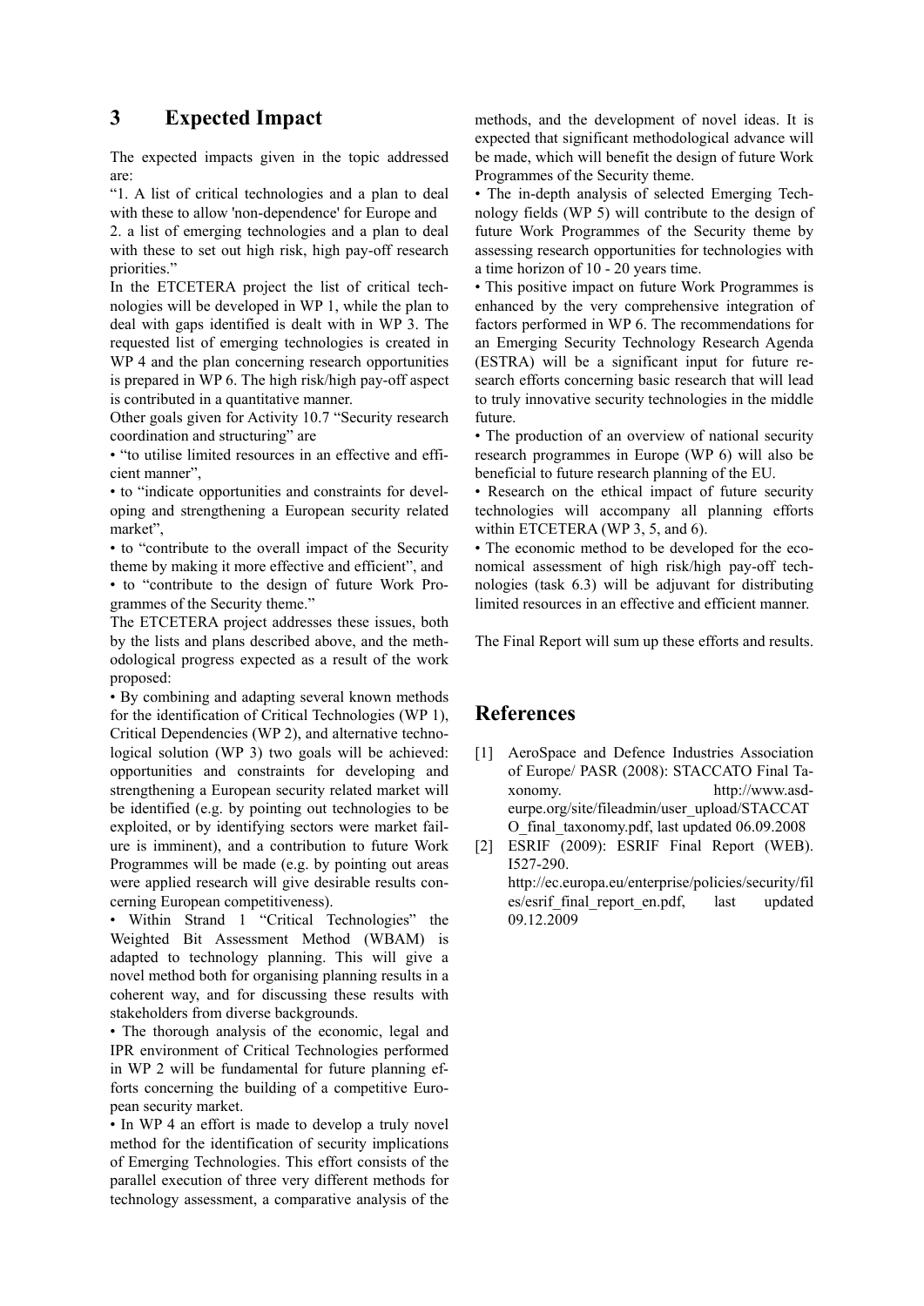## 3 Expected Impact

The expected impacts given in the topic addressed are:

"1. A list of critical technologies and a plan to deal with these to allow 'non-dependence' for Europe and

2. a list of emerging technologies and a plan to deal with these to set out high risk, high pay-off research priorities."

In the ETCETERA project the list of critical technologies will be developed in WP 1, while the plan to deal with gaps identified is dealt with in WP 3. The requested list of emerging technologies is created in WP 4 and the plan concerning research opportunities is prepared in WP 6. The high risk/high pay-off aspect is contributed in a quantitative manner.

Other goals given for Activity 10.7 "Security research coordination and structuring" are

- "to utilise limited resources in an effective and efficient manner",
- to "indicate opportunities and constraints for developing and strengthening a European security related market",
- to "contribute to the overall impact of the Security theme by making it more effective and efficient", and
- to "contribute to the design of future Work Programmes of the Security theme."

The ETCETERA project addresses these issues, both by the lists and plans described above, and the methodological progress expected as a result of the work proposed:

- By combining and adapting several known methods for the identification of Critical Technologies (WP 1), Critical Dependencies (WP 2), and alternative technological solution (WP 3) two goals will be achieved: opportunities and constraints for developing and strengthening a European security related market will be identified (e.g. by pointing out technologies to be exploited, or by identifying sectors were market failure is imminent), and a contribution to future Work Programmes will be made (e.g. by pointing out areas were applied research will give desirable results concerning European competitiveness).
- Within Strand 1 "Critical Technologies" the Weighted Bit Assessment Method (WBAM) is adapted to technology planning. This will give a novel method both for organising planning results in a coherent way, and for discussing these results with stakeholders from diverse backgrounds.
- The thorough analysis of the economic, legal and IPR environment of Critical Technologies performed in WP 2 will be fundamental for future planning efforts concerning the building of a competitive European security market.
- In WP 4 an effort is made to develop a truly novel method for the identification of security implications of Emerging Technologies. This effort consists of the parallel execution of three very different methods for technology assessment, a comparative analysis of the methods, and the development of novel ideas. It is expected that significant methodological advance will be made, which will benefit the design of future Work Programmes of the Security theme.
- The in-depth analysis of selected Emerging Technology fields (WP 5) will contribute to the design of future Work Programmes of the Security theme by assessing research opportunities for technologies with a time horizon of 10 - 20 years time.
- This positive impact on future Work Programmes is enhanced by the very comprehensive integration of factors performed in WP 6. The recommendations for an Emerging Security Technology Research Agenda (ESTRA) will be a significant input for future research efforts concerning basic research that will lead to truly innovative security technologies in the middle future.
- The production of an overview of national security research programmes in Europe (WP 6) will also be beneficial to future research planning of the EU.
- Research on the ethical impact of future security technologies will accompany all planning efforts within ETCETERA (WP 3, 5, and 6).
- The economic method to be developed for the economical assessment of high risk/high pay-off technologies (task 6.3) will be adjuvant for distributing limited resources in an effective and efficient manner.

The Final Report will sum up these efforts and results.

## References

[1] AeroSpace and Defence Industries Association of Europe/ PASR (2008): STACCATO Final Taxonomy. http://www.asd-eurpe.org/site/fileadmin/user_upload/STACCATO_final_taxonomy.pdf, last updated 06.09.2008

[2] ESRIF (2009): ESRIF Final Report (WEB). I527-290. http://ec.europa.eu/enterprise/policies/security/files/esrif_final_report_en.pdf, last updated 09.12.2009